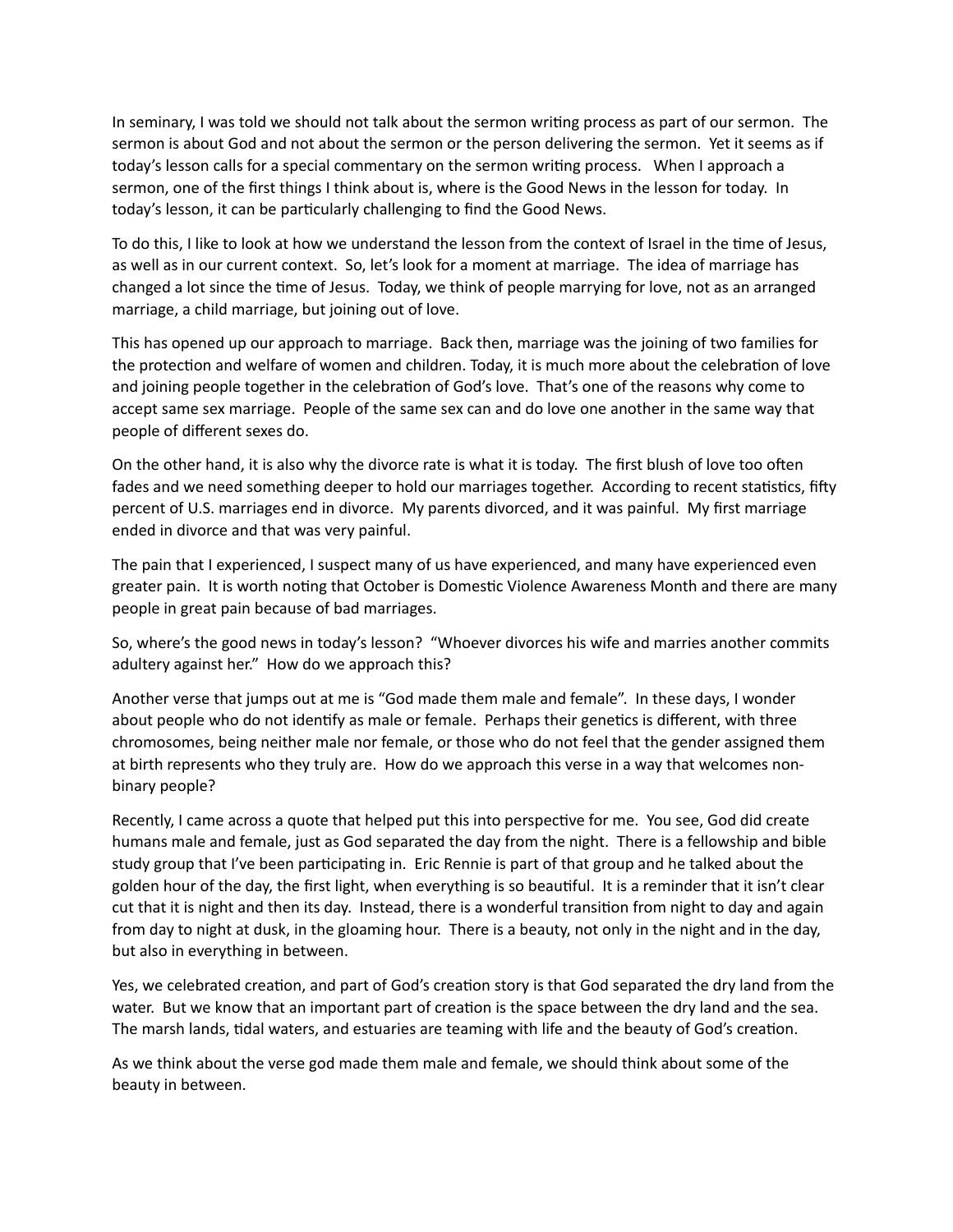In seminary, I was told we should not talk about the sermon writing process as part of our sermon. The sermon is about God and not about the sermon or the person delivering the sermon. Yet it seems as if today's lesson calls for a special commentary on the sermon writing process. When I approach a sermon, one of the first things I think about is, where is the Good News in the lesson for today. In today's lesson, it can be particularly challenging to find the Good News.

To do this, I like to look at how we understand the lesson from the context of Israel in the time of Jesus, as well as in our current context. So, let's look for a moment at marriage. The idea of marriage has changed a lot since the time of Jesus. Today, we think of people marrying for love, not as an arranged marriage, a child marriage, but joining out of love.

This has opened up our approach to marriage. Back then, marriage was the joining of two families for the protection and welfare of women and children. Today, it is much more about the celebration of love and joining people together in the celebration of God's love. That's one of the reasons why come to accept same sex marriage. People of the same sex can and do love one another in the same way that people of different sexes do.

On the other hand, it is also why the divorce rate is what it is today. The first blush of love too often fades and we need something deeper to hold our marriages together. According to recent statistics, fifty percent of U.S. marriages end in divorce. My parents divorced, and it was painful. My first marriage ended in divorce and that was very painful.

The pain that I experienced, I suspect many of us have experienced, and many have experienced even greater pain. It is worth noting that October is Domestic Violence Awareness Month and there are many people in great pain because of bad marriages.

So, where's the good news in today's lesson? "Whoever divorces his wife and marries another commits adultery against her." How do we approach this?

Another verse that jumps out at me is "God made them male and female". In these days, I wonder about people who do not identify as male or female. Perhaps their genetics is different, with three chromosomes, being neither male nor female, or those who do not feel that the gender assigned them at birth represents who they truly are. How do we approach this verse in a way that welcomes non-binary people?

Recently, I came across a quote that helped put this into perspective for me. You see, God did create humans male and female, just as God separated the day from the night. There is a fellowship and bible study group that I've been participating in. Eric Rennie is part of that group and he talked about the golden hour of the day, the first light, when everything is so beautiful. It is a reminder that it isn't clear cut that it is night and then its day. Instead, there is a wonderful transition from night to day and again from day to night at dusk, in the gloaming hour. There is a beauty, not only in the night and in the day, but also in everything in between.

Yes, we celebrated creation, and part of God's creation story is that God separated the dry land from the water. But we know that an important part of creation is the space between the dry land and the sea. The marsh lands, tidal waters, and estuaries are teaming with life and the beauty of God's creation.

As we think about the verse god made them male and female, we should think about some of the beauty in between.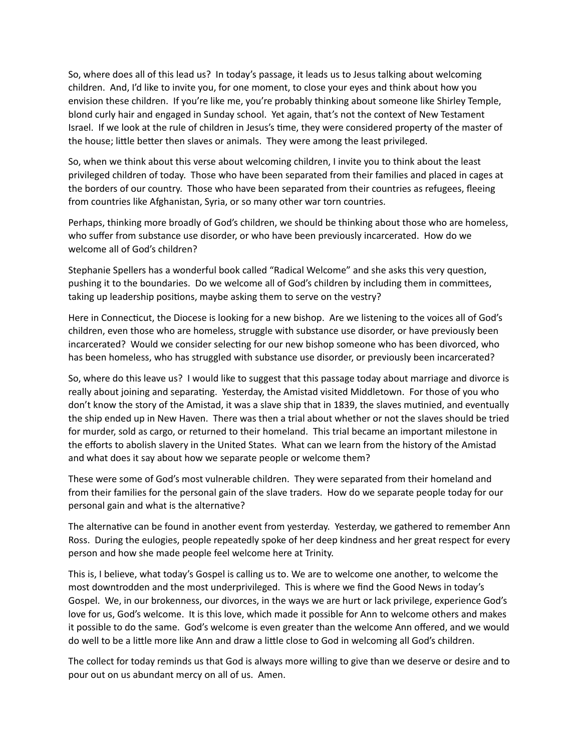So, where does all of this lead us? In today's passage, it leads us to Jesus talking about welcoming children. And, I'd like to invite you, for one moment, to close your eyes and think about how you envision these children. If you're like me, you're probably thinking about someone like Shirley Temple, blond curly hair and engaged in Sunday school. Yet again, that's not the context of New Testament Israel. If we look at the rule of children in Jesus's time, they were considered property of the master of the house; little better then slaves or animals. They were among the least privileged.

So, when we think about this verse about welcoming children, I invite you to think about the least privileged children of today. Those who have been separated from their families and placed in cages at the borders of our country. Those who have been separated from their countries as refugees, fleeing from countries like Afghanistan, Syria, or so many other war torn countries.

Perhaps, thinking more broadly of God's children, we should be thinking about those who are homeless, who suffer from substance use disorder, or who have been previously incarcerated. How do we welcome all of God's children?

Stephanie Spellers has a wonderful book called "Radical Welcome" and she asks this very question, pushing it to the boundaries. Do we welcome all of God's children by including them in committees, taking up leadership positions, maybe asking them to serve on the vestry?

Here in Connecticut, the Diocese is looking for a new bishop. Are we listening to the voices all of God's children, even those who are homeless, struggle with substance use disorder, or have previously been incarcerated? Would we consider selecting for our new bishop someone who has been divorced, who has been homeless, who has struggled with substance use disorder, or previously been incarcerated?

So, where do this leave us? I would like to suggest that this passage today about marriage and divorce is really about joining and separating. Yesterday, the Amistad visited Middletown. For those of you who don't know the story of the Amistad, it was a slave ship that in 1839, the slaves mutinied, and eventually the ship ended up in New Haven. There was then a trial about whether or not the slaves should be tried for murder, sold as cargo, or returned to their homeland. This trial became an important milestone in the efforts to abolish slavery in the United States. What can we learn from the history of the Amistad and what does it say about how we separate people or welcome them?

These were some of God's most vulnerable children. They were separated from their homeland and from their families for the personal gain of the slave traders. How do we separate people today for our personal gain and what is the alternative?

The alternative can be found in another event from yesterday. Yesterday, we gathered to remember Ann Ross. During the eulogies, people repeatedly spoke of her deep kindness and her great respect for every person and how she made people feel welcome here at Trinity.

This is, I believe, what today's Gospel is calling us to. We are to welcome one another, to welcome the most downtrodden and the most underprivileged. This is where we find the Good News in today's Gospel. We, in our brokenness, our divorces, in the ways we are hurt or lack privilege, experience God's love for us, God's welcome. It is this love, which made it possible for Ann to welcome others and makes it possible to do the same. God's welcome is even greater than the welcome Ann offered, and we would do well to be a little more like Ann and draw a little close to God in welcoming all God's children.

The collect for today reminds us that God is always more willing to give than we deserve or desire and to pour out on us abundant mercy on all of us. Amen.